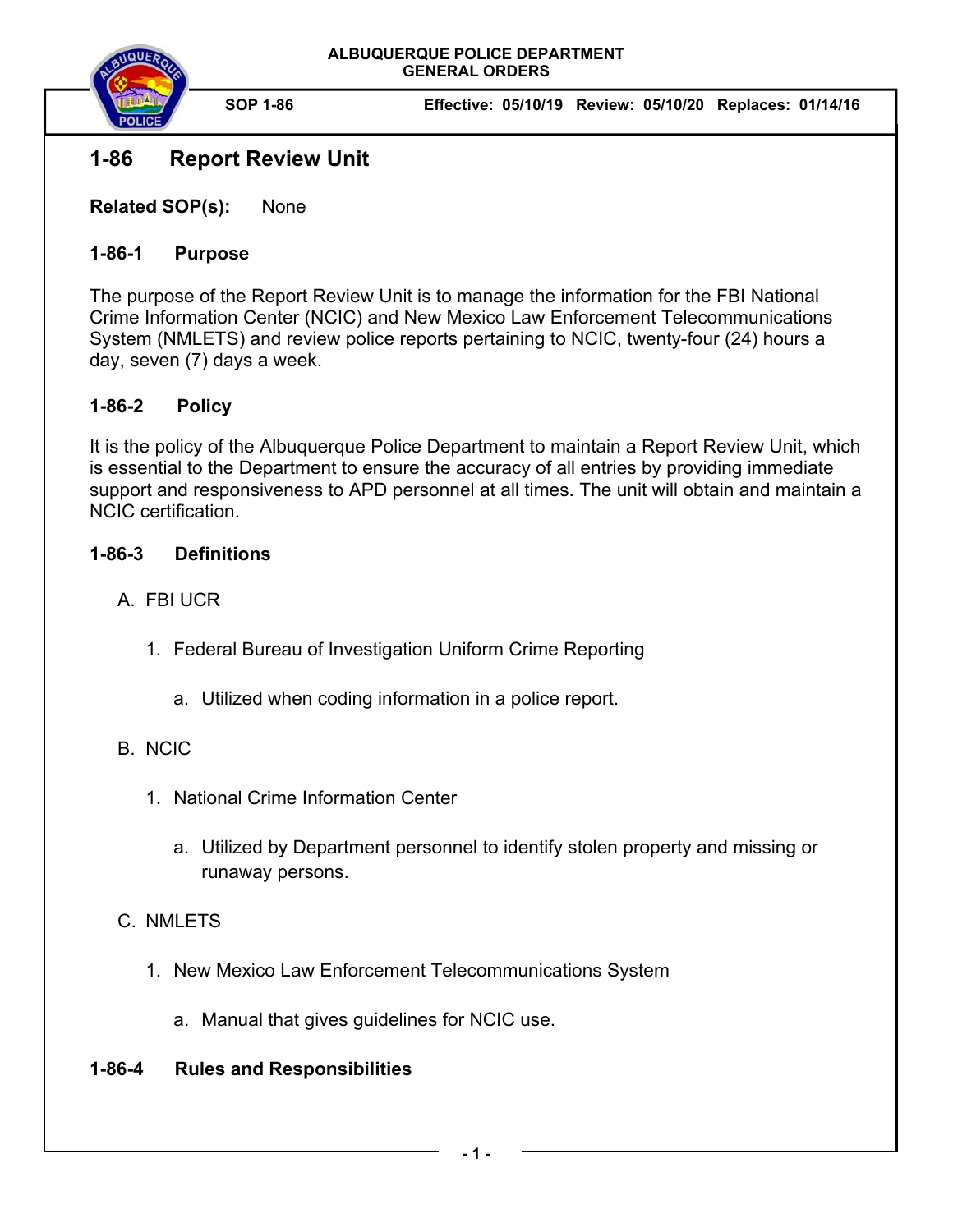ALBUQUERQUE POLICE DEPARTMENT
GENERAL ORDERS

SOP 1-86 Effective: 05/10/19 Review: 05/10/20 Replaces: 01/14/16

# 1-86 Report Review Unit

**Related SOP(s):** None

## 1-86-1 Purpose

The purpose of the Report Review Unit is to manage the information for the FBI National Crime Information Center (NCIC) and New Mexico Law Enforcement Telecommunications System (NMLETS) and review police reports pertaining to NCIC, twenty-four (24) hours a day, seven (7) days a week.

## 1-86-2 Policy

It is the policy of the Albuquerque Police Department to maintain a Report Review Unit, which is essential to the Department to ensure the accuracy of all entries by providing immediate support and responsiveness to APD personnel at all times. The unit will obtain and maintain a NCIC certification.

## 1-86-3 Definitions

A. FBI UCR

1. Federal Bureau of Investigation Uniform Crime Reporting

   a. Utilized when coding information in a police report.

B. NCIC

1. National Crime Information Center

   a. Utilized by Department personnel to identify stolen property and missing or runaway persons.

C. NMLETS

1. New Mexico Law Enforcement Telecommunications System

   a. Manual that gives guidelines for NCIC use.

## 1-86-4 Rules and Responsibilities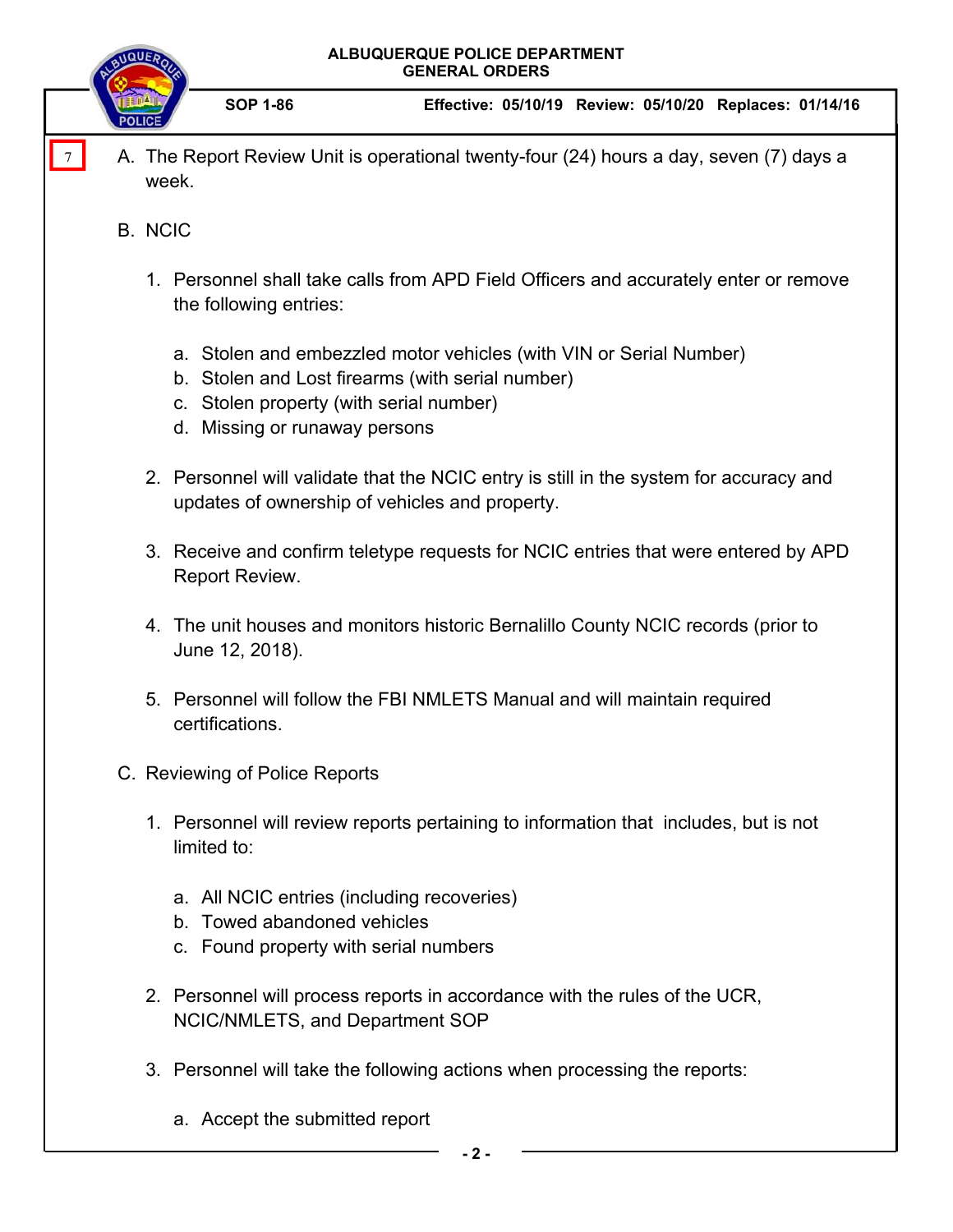7

A. The Report Review Unit is operational twenty-four (24) hours a day, seven (7) days a week.

B. NCIC

1. Personnel shall take calls from APD Field Officers and accurately enter or remove the following entries:

   a. Stolen and embezzled motor vehicles (with VIN or Serial Number)
   b. Stolen and Lost firearms (with serial number)
   c. Stolen property (with serial number)
   d. Missing or runaway persons

2. Personnel will validate that the NCIC entry is still in the system for accuracy and updates of ownership of vehicles and property.

3. Receive and confirm teletype requests for NCIC entries that were entered by APD Report Review.

4. The unit houses and monitors historic Bernalillo County NCIC records (prior to June 12, 2018).

5. Personnel will follow the FBI NMLETS Manual and will maintain required certifications.

C. Reviewing of Police Reports

1. Personnel will review reports pertaining to information that includes, but is not limited to:

   a. All NCIC entries (including recoveries)
   b. Towed abandoned vehicles
   c. Found property with serial numbers

2. Personnel will process reports in accordance with the rules of the UCR, NCIC/NMLETS, and Department SOP

3. Personnel will take the following actions when processing the reports:

   a. Accept the submitted report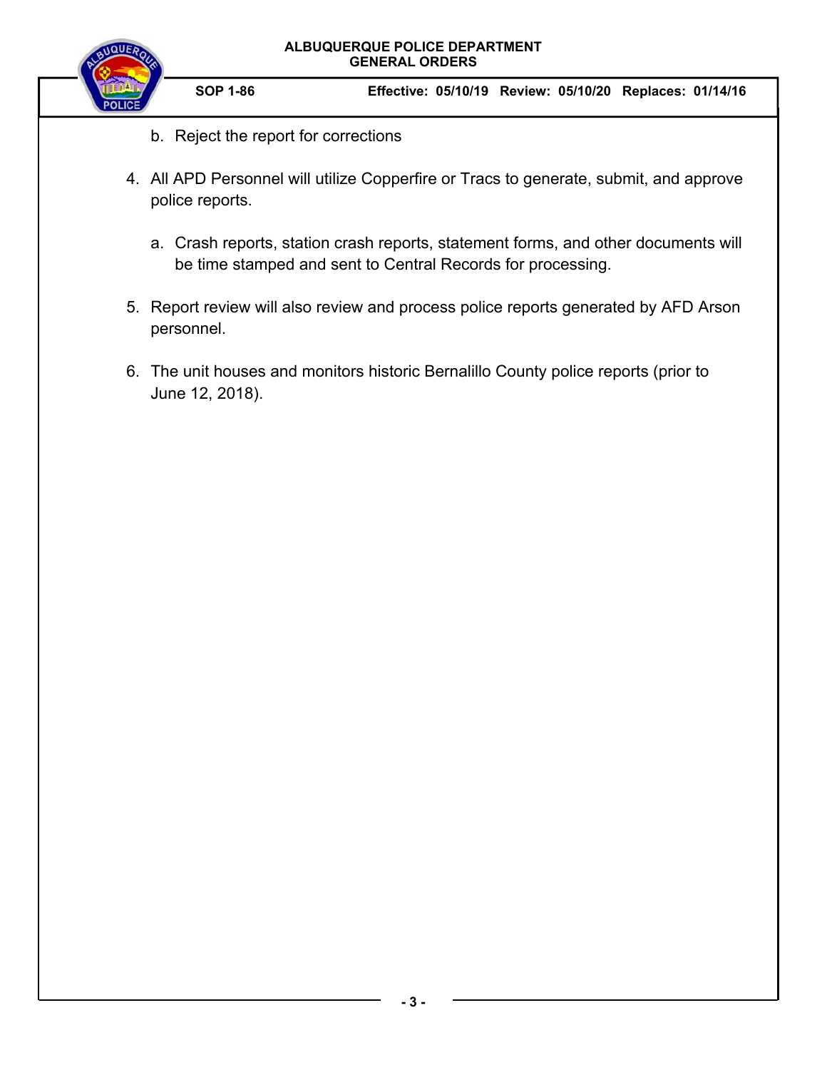b. Reject the report for corrections

4. All APD Personnel will utilize Copperfire or Tracs to generate, submit, and approve police reports.

   a. Crash reports, station crash reports, statement forms, and other documents will be time stamped and sent to Central Records for processing.

5. Report review will also review and process police reports generated by AFD Arson personnel.

6. The unit houses and monitors historic Bernalillo County police reports (prior to June 12, 2018).